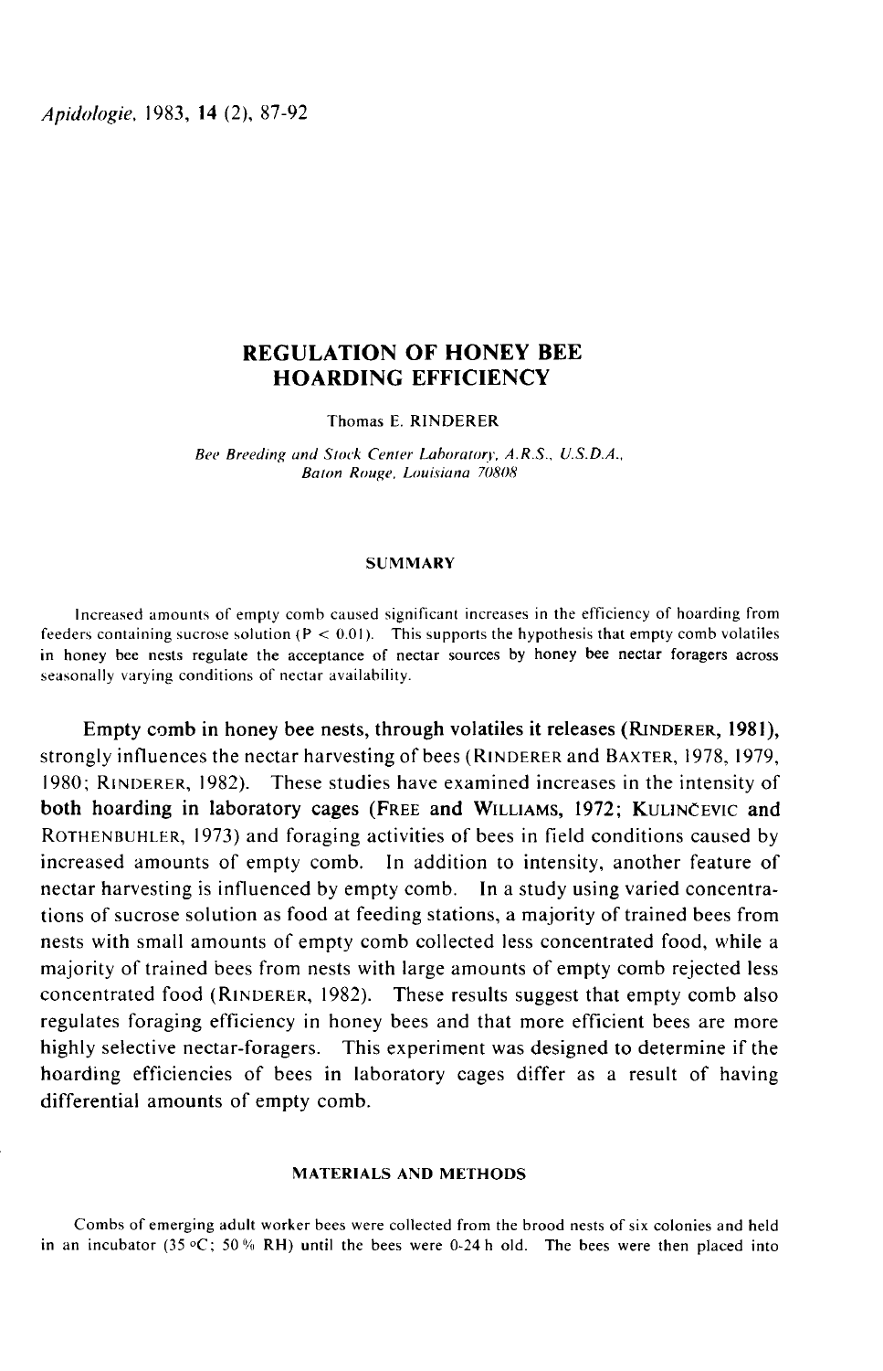# REGULATION OF HONEY BEE HOARDING EFFICIENCY

Thomas E. RINDERER

*Bee Breeding and Stock Center Laboratory, A.R.S., U.S.D.A., Baton Rouge, Louisiana 70808*

## SUMMARY

Increased amounts of empty comb caused significant increases in the efficiency of hoarding from feeders containing sucrose solution ($P < 0.01$). This supports the hypothesis that empty comb volatiles in honey bee nests regulate the acceptance of nectar sources by honey bee nectar foragers across seasonally varying conditions of nectar availability.

Empty comb in honey bee nests, through volatiles it releases (RINDERER, 1981), strongly influences the nectar harvesting of bees (RINDERER and BAXTER, 1978, 1979, 1980; RINDERER, 1982). These studies have examined increases in the intensity of both hoarding in laboratory cages (FREE and WILLIAMS, 1972; KULINČEVIC and ROTHENBUHLER, 1973) and foraging activities of bees in field conditions caused by increased amounts of empty comb. In addition to intensity, another feature of nectar harvesting is influenced by empty comb. In a study using varied concentrations of sucrose solution as food at feeding stations, a majority of trained bees from nests with small amounts of empty comb collected less concentrated food, while a majority of trained bees from nests with large amounts of empty comb rejected less concentrated food (RINDERER, 1982). These results suggest that empty comb also regulates foraging efficiency in honey bees and that more efficient bees are more highly selective nectar-foragers. This experiment was designed to determine if the hoarding efficiencies of bees in laboratory cages differ as a result of having differential amounts of empty comb.

## MATERIALS AND METHODS

Combs of emerging adult worker bees were collected from the brood nests of six colonies and held in an incubator (35 °C; 50 % RH) until the bees were 0-24 h old. The bees were then placed into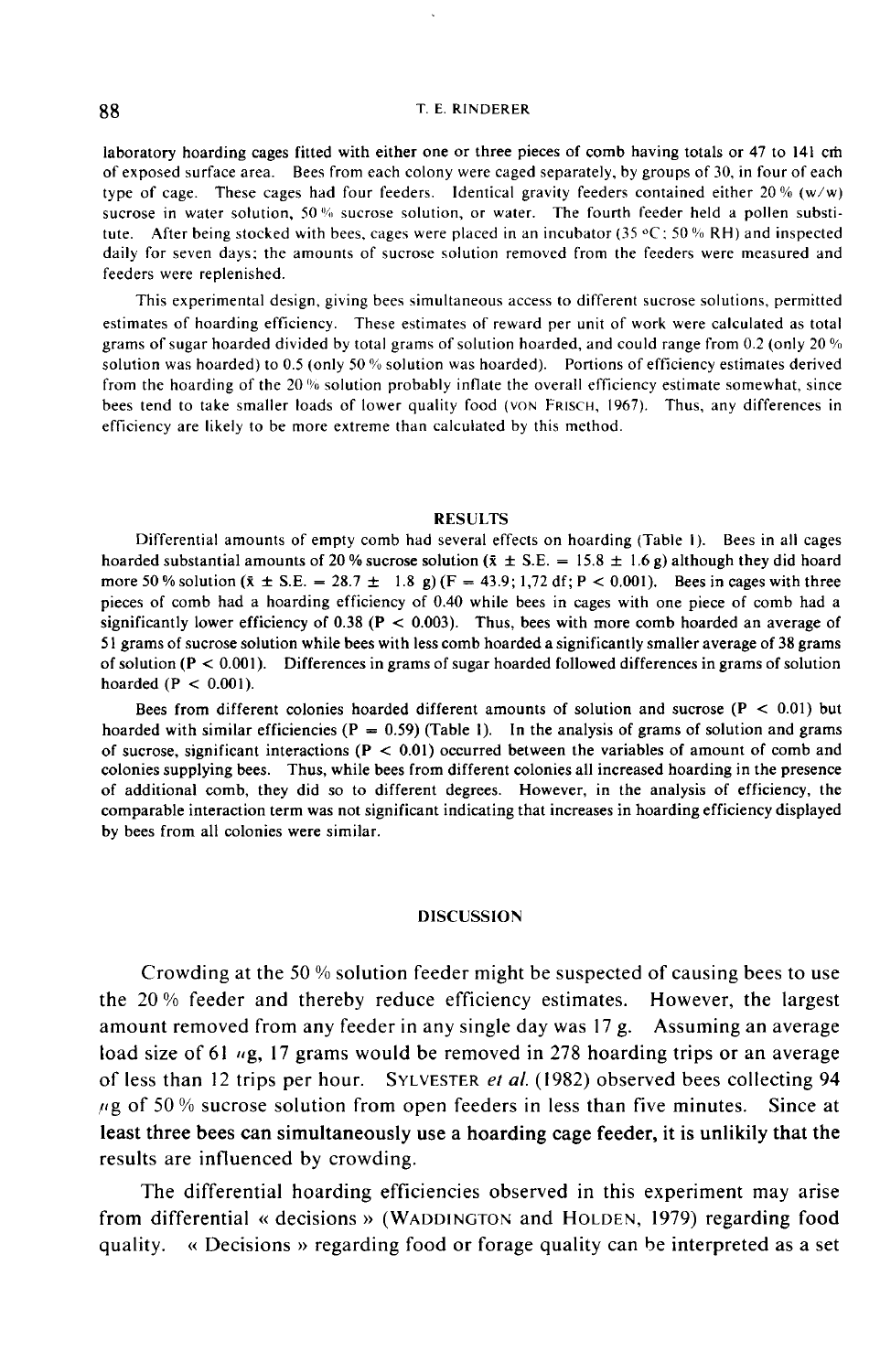laboratory hoarding cages fitted with either one or three pieces of comb having totals or 47 to 141 cm of exposed surface area. Bees from each colony were caged separately, by groups of 30, in four of each type of cage. These cages had four feeders. Identical gravity feeders contained either 20 % (w/w) sucrose in water solution, 50 % sucrose solution, or water. The fourth feeder held a pollen substitute. After being stocked with bees, cages were placed in an incubator (35 °C; 50 % RH) and inspected daily for seven days; the amounts of sucrose solution removed from the feeders were measured and feeders were replenished.

This experimental design, giving bees simultaneous access to different sucrose solutions, permitted estimates of hoarding efficiency. These estimates of reward per unit of work were calculated as total grams of sugar hoarded divided by total grams of solution hoarded, and could range from 0.2 (only 20 % solution was hoarded) to 0.5 (only 50 % solution was hoarded). Portions of efficiency estimates derived from the hoarding of the 20 % solution probably inflate the overall efficiency estimate somewhat, since bees tend to take smaller loads of lower quality food (VON FRISCH, 1967). Thus, any differences in efficiency are likely to be more extreme than calculated by this method.

## RESULTS

Differential amounts of empty comb had several effects on hoarding (Table 1). Bees in all cages hoarded substantial amounts of 20 % sucrose solution ($\bar{x} \pm$ S.E. = 15.8 ± 1.6 g) although they did hoard more 50 % solution ($\bar{x} \pm$ S.E. = 28.7 ± 1.8 g) ($F = 43.9$; 1,72 df; $P < 0.001$). Bees in cages with three pieces of comb had a hoarding efficiency of 0.40 while bees in cages with one piece of comb had a significantly lower efficiency of 0.38 ($P < 0.003$). Thus, bees with more comb hoarded an average of 51 grams of sucrose solution while bees with less comb hoarded a significantly smaller average of 38 grams of solution ($P < 0.001$). Differences in grams of sugar hoarded followed differences in grams of solution hoarded ($P < 0.001$).

Bees from different colonies hoarded different amounts of solution and sucrose ($P < 0.01$) but hoarded with similar efficiencies ($P = 0.59$) (Table 1). In the analysis of grams of solution and grams of sucrose, significant interactions ($P < 0.01$) occurred between the variables of amount of comb and colonies supplying bees. Thus, while bees from different colonies all increased hoarding in the presence of additional comb, they did so to different degrees. However, in the analysis of efficiency, the comparable interaction term was not significant indicating that increases in hoarding efficiency displayed by bees from all colonies were similar.

## DISCUSSION

Crowding at the 50 % solution feeder might be suspected of causing bees to use the 20 % feeder and thereby reduce efficiency estimates. However, the largest amount removed from any feeder in any single day was 17 g. Assuming an average load size of 61 μg, 17 grams would be removed in 278 hoarding trips or an average of less than 12 trips per hour. SYLVESTER *et al.* (1982) observed bees collecting 94 μg of 50 % sucrose solution from open feeders in less than five minutes. Since at least three bees can simultaneously use a hoarding cage feeder, it is unlikily that the results are influenced by crowding.

The differential hoarding efficiencies observed in this experiment may arise from differential « decisions » (WADDINGTON and HOLDEN, 1979) regarding food quality. « Decisions » regarding food or forage quality can be interpreted as a set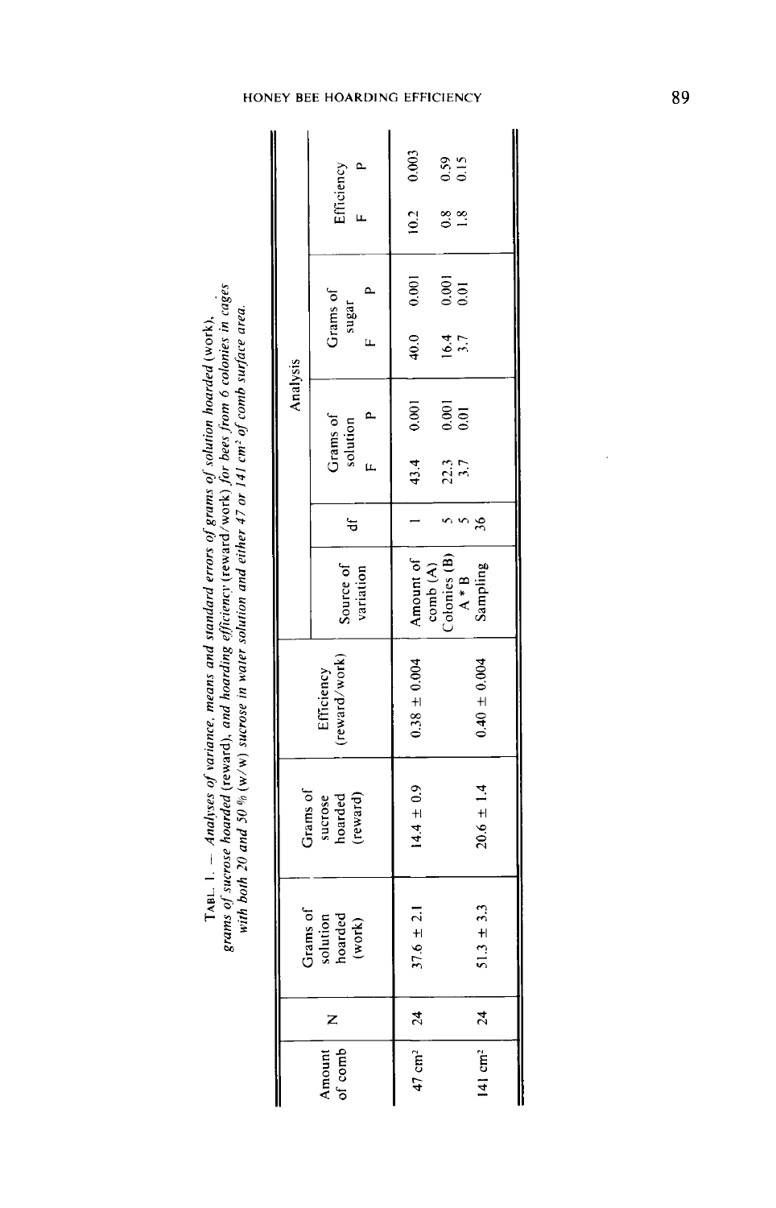TABL. 1. — *Analyses of variance, means and standard errors of grams of solution hoarded* (work), *grams of sucrose hoarded* (reward), *and hoarding efficiency* (reward/work) *for bees from 6 colonies in cages with both 20 and 50 % (w/w) sucrose in water solution and either 47 or 141 cm² of comb surface area.*

| Amount of comb | N | Grams of solution hoarded (work) | Grams of sucrose hoarded (reward) | Efficiency (reward/work) | Analysis | | | | | | | |
|---|---|---|---|---|---|---|---|---|---|---|---|---|
| | | | | | Source of variation | df | Grams of solution | | Grams of sugar | | Efficiency | |
| | | | | | | | F | P | F | P | F | P |
| 47 cm² | 24 | 37.6 ± 2.1 | 14.4 ± 0.9 | 0.38 ± 0.004 | Amount of comb (A) | 1 | 43.4 | 0.001 | 40.0 | 0.001 | 10.2 | 0.003 |
| | | | | | Colonies (B) | 5 | 22.3 | 0.001 | 16.4 | 0.001 | 0.8 | 0.59 |
| | | | | | A * B | 5 | 3.7 | 0.01 | 3.7 | 0.01 | 1.8 | 0.15 |
| 141 cm² | 24 | 51.3 ± 3.3 | 20.6 ± 1.4 | 0.40 ± 0.004 | Sampling | 36 | | | | | | |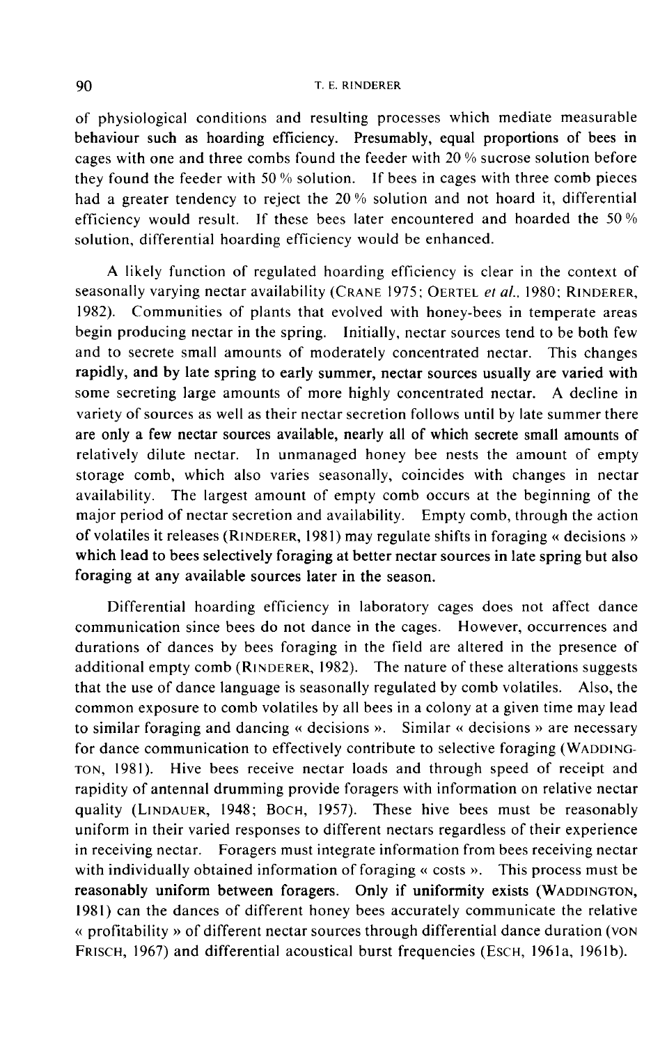of physiological conditions and resulting processes which mediate measurable behaviour such as hoarding efficiency. Presumably, equal proportions of bees in cages with one and three combs found the feeder with 20 % sucrose solution before they found the feeder with 50 % solution. If bees in cages with three comb pieces had a greater tendency to reject the 20 % solution and not hoard it, differential efficiency would result. If these bees later encountered and hoarded the 50 % solution, differential hoarding efficiency would be enhanced.

A likely function of regulated hoarding efficiency is clear in the context of seasonally varying nectar availability (CRANE 1975; OERTEL *et al.*, 1980; RINDERER, 1982). Communities of plants that evolved with honey-bees in temperate areas begin producing nectar in the spring. Initially, nectar sources tend to be both few and to secrete small amounts of moderately concentrated nectar. This changes rapidly, and by late spring to early summer, nectar sources usually are varied with some secreting large amounts of more highly concentrated nectar. A decline in variety of sources as well as their nectar secretion follows until by late summer there are only a few nectar sources available, nearly all of which secrete small amounts of relatively dilute nectar. In unmanaged honey bee nests the amount of empty storage comb, which also varies seasonally, coincides with changes in nectar availability. The largest amount of empty comb occurs at the beginning of the major period of nectar secretion and availability. Empty comb, through the action of volatiles it releases (RINDERER, 1981) may regulate shifts in foraging « decisions » which lead to bees selectively foraging at better nectar sources in late spring but also foraging at any available sources later in the season.

Differential hoarding efficiency in laboratory cages does not affect dance communication since bees do not dance in the cages. However, occurrences and durations of dances by bees foraging in the field are altered in the presence of additional empty comb (RINDERER, 1982). The nature of these alterations suggests that the use of dance language is seasonally regulated by comb volatiles. Also, the common exposure to comb volatiles by all bees in a colony at a given time may lead to similar foraging and dancing « decisions ». Similar « decisions » are necessary for dance communication to effectively contribute to selective foraging (WADDINGTON, 1981). Hive bees receive nectar loads and through speed of receipt and rapidity of antennal drumming provide foragers with information on relative nectar quality (LINDAUER, 1948; BOCH, 1957). These hive bees must be reasonably uniform in their varied responses to different nectars regardless of their experience in receiving nectar. Foragers must integrate information from bees receiving nectar with individually obtained information of foraging « costs ». This process must be reasonably uniform between foragers. Only if uniformity exists (WADDINGTON, 1981) can the dances of different honey bees accurately communicate the relative « profitability » of different nectar sources through differential dance duration (VON FRISCH, 1967) and differential acoustical burst frequencies (ESCH, 1961a, 1961b).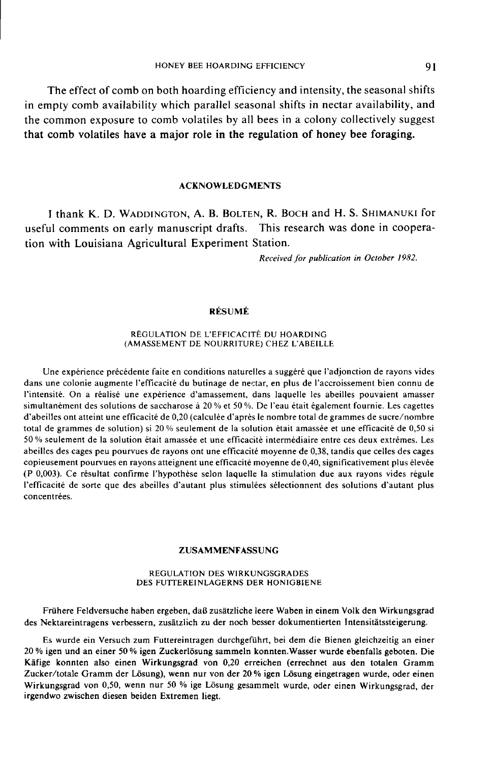The effect of comb on both hoarding efficiency and intensity, the seasonal shifts in empty comb availability which parallel seasonal shifts in nectar availability, and the common exposure to comb volatiles by all bees in a colony collectively suggest **that comb volatiles have a major role in the regulation of honey bee foraging.**

## ACKNOWLEDGMENTS

I thank K. D. WADDINGTON, A. B. BOLTEN, R. BOCH and H. S. SHIMANUKI for useful comments on early manuscript drafts. This research was done in cooperation with Louisiana Agricultural Experiment Station.

*Received for publication in October 1982.*

## RÉSUMÉ

### RÉGULATION DE L'EFFICACITÉ DU HOARDING (AMASSEMENT DE NOURRITURE) CHEZ L'ABEILLE

Une expérience précédente faite en conditions naturelles a suggéré que l'adjonction de rayons vides dans une colonie augmente l'efficacité du butinage de nectar, en plus de l'accroissement bien connu de l'intensité. On a réalisé une expérience d'amassement, dans laquelle les abeilles pouvaient amasser simultanément des solutions de saccharose à 20 % et 50 %. De l'eau était également fournie. Les cagettes d'abeilles ont atteint une efficacité de 0,20 (calculée d'après le nombre total de grammes de sucre/nombre total de grammes de solution) si 20 % seulement de la solution était amassée et une efficacité de 0,50 si 50 % seulement de la solution était amassée et une efficacité intermédiaire entre ces deux extrêmes. Les abeilles des cages peu pourvues de rayons ont une efficacité moyenne de 0,38, tandis que celles des cages copieusement pourvues en rayons atteignent une efficacité moyenne de 0,40, significativement plus élevée (P 0,003). Ce résultat confirme l'hypothèse selon laquelle la stimulation due aux rayons vides régule l'efficacité de sorte que des abeilles d'autant plus stimulées sélectionnent des solutions d'autant plus concentrées.

## ZUSAMMENFASSUNG

### REGULATION DES WIRKUNGSGRADES DES FUTTEREINLAGERNS DER HONIGBIENE

Frühere Feldversuche haben ergeben, daß zusätzliche leere Waben in einem Volk den Wirkungsgrad des Nektareintragens verbessern, zusätzlich zu der noch besser dokumentierten Intensitätssteigerung.

Es wurde ein Versuch zum Futtereintragen durchgeführt, bei dem die Bienen gleichzeitig an einer 20 % igen und an einer 50 % igen Zuckerlösung sammeln konnten. Wasser wurde ebenfalls geboten. Die Käfige konnten also einen Wirkungsgrad von 0,20 erreichen (errechnet aus den totalen Gramm Zucker/totale Gramm der Lösung), wenn nur von der 20 % igen Lösung eingetragen wurde, oder einen Wirkungsgrad von 0,50, wenn nur 50 % ige Lösung gesammelt wurde, oder einen Wirkungsgrad, der irgendwo zwischen diesen beiden Extremen liegt.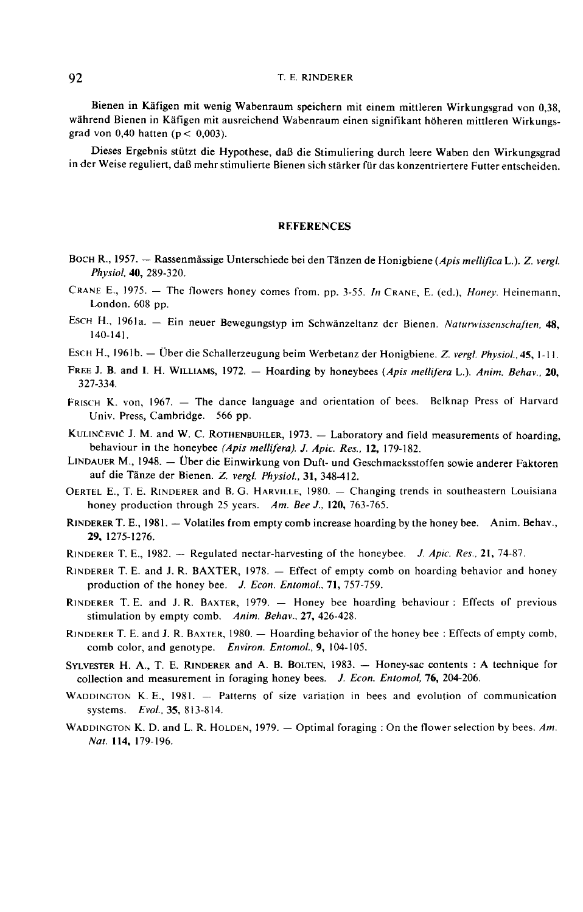Bienen in Käfigen mit wenig Wabenraum speichern mit einem mittleren Wirkungsgrad von 0,38, während Bienen in Käfigen mit ausreichend Wabenraum einen signifikant höheren mittleren Wirkungsgrad von 0,40 hatten ($p < 0{,}003$).

Dieses Ergebnis stützt die Hypothese, daß die Stimuliering durch leere Waben den Wirkungsgrad in der Weise reguliert, daß mehr stimulierte Bienen sich stärker für das konzentriertere Futter entscheiden.

## REFERENCES

BOCH R., 1957. — Rassenmässige Unterschiede bei den Tänzen de Honigbiene (*Apis mellifica* L.). *Z. vergl. Physiol,* **40,** 289-320.

CRANE E., 1975. — The flowers honey comes from. pp. 3-55. *In* CRANE, E. (ed.), *Honey.* Heinemann, London. 608 pp.

ESCH H., 1961a. — Ein neuer Bewegungstyp im Schwänzeltanz der Bienen. *Naturwissenschaften,* **48,** 140-141.

ESCH H., 1961b. — Über die Schallerzeugung beim Werbetanz der Honigbiene. *Z. vergl. Physiol.,* **45,** 1-11.

FREE J. B. and I. H. WILLIAMS, 1972. — Hoarding by honeybees (*Apis mellifera* L.). *Anim. Behav.,* **20,** 327-334.

FRISCH K. von, 1967. — The dance language and orientation of bees. Belknap Press of Harvard Univ. Press, Cambridge. 566 pp.

KULINČEVIĆ J. M. and W. C. ROTHENBUHLER, 1973. — Laboratory and field measurements of hoarding, behaviour in the honeybee *(Apis mellifera). J. Apic. Res.,* **12,** 179-182.

LINDAUER M., 1948. — Über die Einwirkung von Duft- und Geschmacksstoffen sowie anderer Faktoren auf die Tänze der Bienen. *Z. vergl. Physiol.,* **31,** 348-412.

OERTEL E., T. E. RINDERER and B. G. HARVILLE, 1980. — Changing trends in southeastern Louisiana honey production through 25 years. *Am. Bee J.,* **120,** 763-765.

RINDERER T. E., 1981. — Volatiles from empty comb increase hoarding by the honey bee. Anim. Behav., **29,** 1275-1276.

RINDERER T. E., 1982. — Regulated nectar-harvesting of the honeybee. *J. Apic. Res.,* **21,** 74-87.

RINDERER T. E. and J. R. BAXTER, 1978. — Effect of empty comb on hoarding behavior and honey production of the honey bee. *J. Econ. Entomol.,* **71,** 757-759.

RINDERER T. E. and J. R. BAXTER, 1979. — Honey bee hoarding behaviour : Effects of previous stimulation by empty comb. *Anim. Behav.,* **27,** 426-428.

RINDERER T. E. and J. R. BAXTER, 1980. — Hoarding behavior of the honey bee : Effects of empty comb, comb color, and genotype. *Environ. Entomol.,* **9,** 104-105.

SYLVESTER H. A., T. E. RINDERER and A. B. BOLTEN, 1983. — Honey-sac contents : A technique for collection and measurement in foraging honey bees. *J. Econ. Entomol,* **76,** 204-206.

WADDINGTON K. E., 1981. — Patterns of size variation in bees and evolution of communication systems. *Evol.,* **35,** 813-814.

WADDINGTON K. D. and L. R. HOLDEN, 1979. — Optimal foraging : On the flower selection by bees. *Am. Nat.* **114,** 179-196.